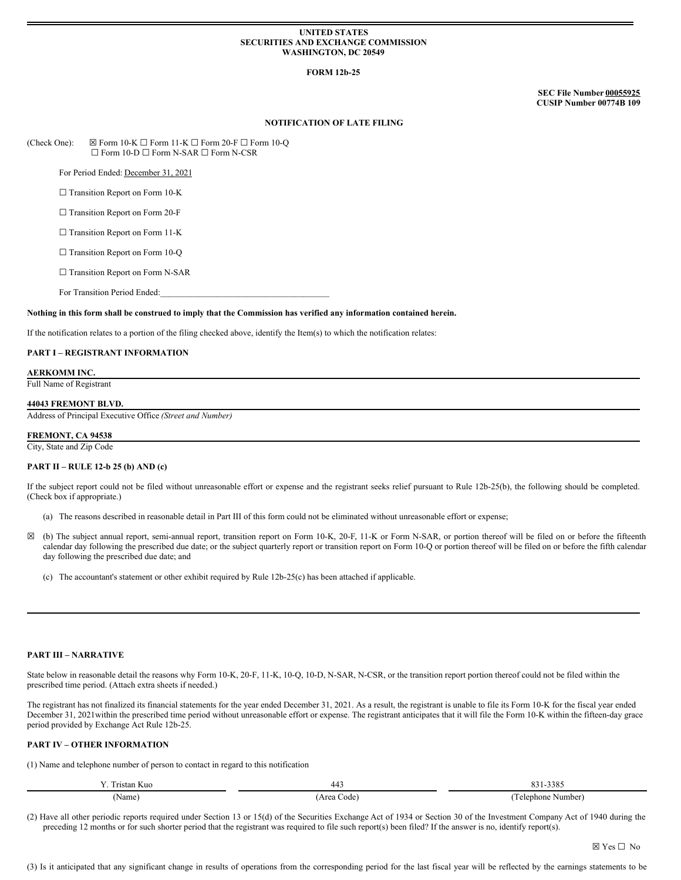**UNITED STATES**
**SECURITIES AND EXCHANGE COMMISSION**
**WASHINGTON, DC 20549**

**FORM 12b-25**

**SEC File Number 00055925**
**CUSIP Number 00774B 109**

**NOTIFICATION OF LATE FILING**

(Check One): ☒ Form 10-K ☐ Form 11-K ☐ Form 20-F ☐ Form 10-Q ☐ Form 10-D ☐ Form N-SAR ☐ Form N-CSR

For Period Ended: December 31, 2021

☐ Transition Report on Form 10-K

☐ Transition Report on Form 20-F

☐ Transition Report on Form 11-K

☐ Transition Report on Form 10-Q

☐ Transition Report on Form N-SAR

For Transition Period Ended:\_\_\_\_\_\_\_\_\_\_\_\_\_\_\_\_\_\_\_\_\_\_\_\_\_\_\_\_\_\_\_\_\_\_\_\_\_\_

**Nothing in this form shall be construed to imply that the Commission has verified any information contained herein.**

If the notification relates to a portion of the filing checked above, identify the Item(s) to which the notification relates:

**PART I – REGISTRANT INFORMATION**

**AERKOMM INC.**
Full Name of Registrant

**44043 FREMONT BLVD.**
Address of Principal Executive Office *(Street and Number)*

**FREMONT, CA 94538**
City, State and Zip Code

**PART II – RULE 12-b 25 (b) AND (c)**

If the subject report could not be filed without unreasonable effort or expense and the registrant seeks relief pursuant to Rule 12b-25(b), the following should be completed. (Check box if appropriate.)

(a) The reasons described in reasonable detail in Part III of this form could not be eliminated without unreasonable effort or expense;

☒ (b) The subject annual report, semi-annual report, transition report on Form 10-K, 20-F, 11-K or Form N-SAR, or portion thereof will be filed on or before the fifteenth calendar day following the prescribed due date; or the subject quarterly report or transition report on Form 10-Q or portion thereof will be filed on or before the fifth calendar day following the prescribed due date; and

(c) The accountant's statement or other exhibit required by Rule 12b-25(c) has been attached if applicable.

**PART III – NARRATIVE**

State below in reasonable detail the reasons why Form 10-K, 20-F, 11-K, 10-Q, 10-D, N-SAR, N-CSR, or the transition report portion thereof could not be filed within the prescribed time period. (Attach extra sheets if needed.)

The registrant has not finalized its financial statements for the year ended December 31, 2021. As a result, the registrant is unable to file its Form 10-K for the fiscal year ended December 31, 2021within the prescribed time period without unreasonable effort or expense. The registrant anticipates that it will file the Form 10-K within the fifteen-day grace period provided by Exchange Act Rule 12b-25.

**PART IV – OTHER INFORMATION**

(1) Name and telephone number of person to contact in regard to this notification

| Y. Tristan Kuo | 443 | 831-3385 |
|---|---|---|
| (Name) | (Area Code) | (Telephone Number) |

(2) Have all other periodic reports required under Section 13 or 15(d) of the Securities Exchange Act of 1934 or Section 30 of the Investment Company Act of 1940 during the preceding 12 months or for such shorter period that the registrant was required to file such report(s) been filed? If the answer is no, identify report(s).

☒ Yes ☐ No

(3) Is it anticipated that any significant change in results of operations from the corresponding period for the last fiscal year will be reflected by the earnings statements to be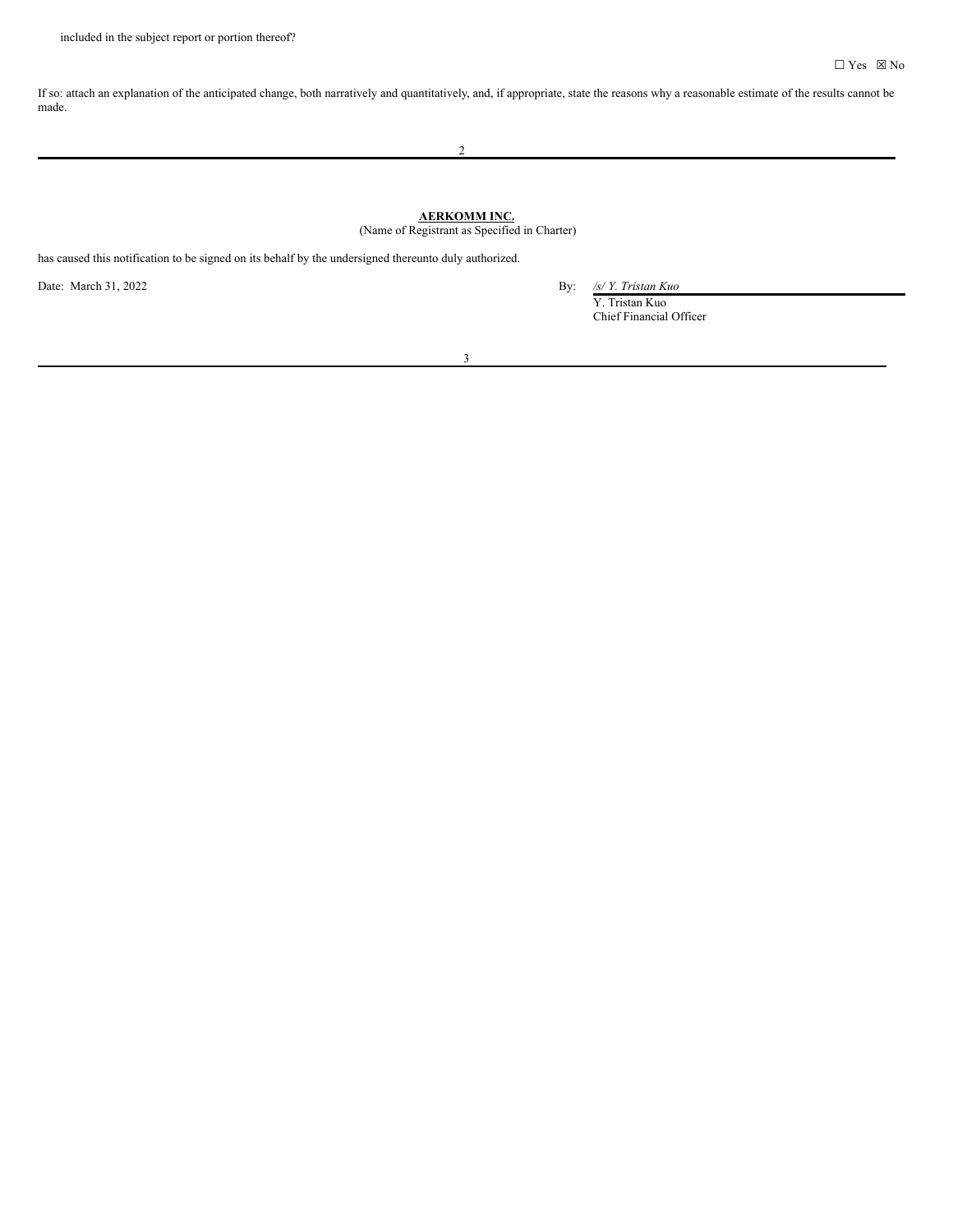included in the subject report or portion thereof?

☐ Yes ☒ No

If so: attach an explanation of the anticipated change, both narratively and quantitatively, and, if appropriate, state the reasons why a reasonable estimate of the results cannot be made.

**AERKOMM INC.**

(Name of Registrant as Specified in Charter)

has caused this notification to be signed on its behalf by the undersigned thereunto duly authorized.

Date: March 31, 2022

By: */s/ Y. Tristan Kuo*

Y. Tristan Kuo

Chief Financial Officer